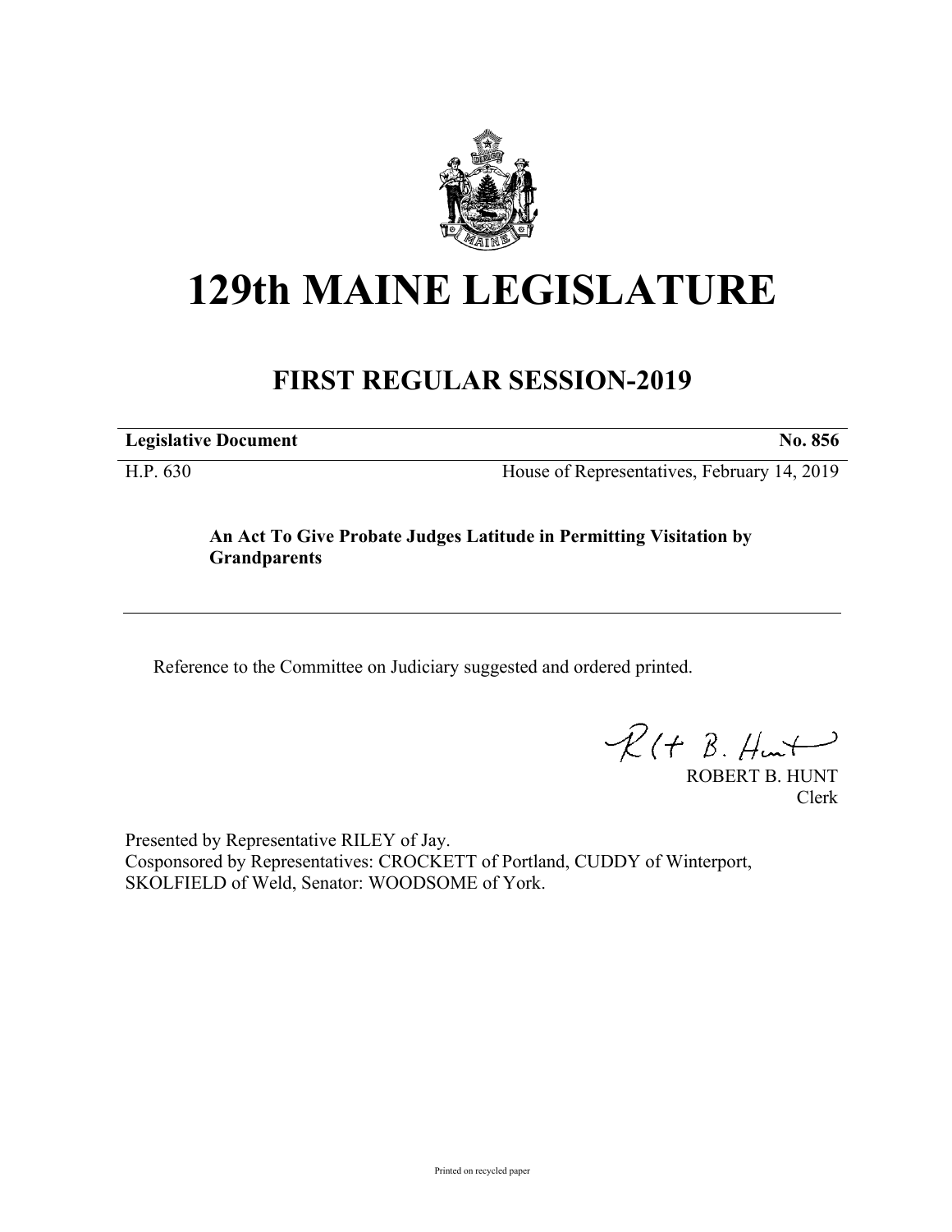# 129th MAINE LEGISLATURE

## FIRST REGULAR SESSION-2019

**Legislative Document** **No. 856**

H.P. 630 House of Representatives, February 14, 2019

**An Act To Give Probate Judges Latitude in Permitting Visitation by Grandparents**

Reference to the Committee on Judiciary suggested and ordered printed.

ROBERT B. HUNT
Clerk

Presented by Representative RILEY of Jay.
Cosponsored by Representatives: CROCKETT of Portland, CUDDY of Winterport, SKOLFIELD of Weld, Senator: WOODSOME of York.

Printed on recycled paper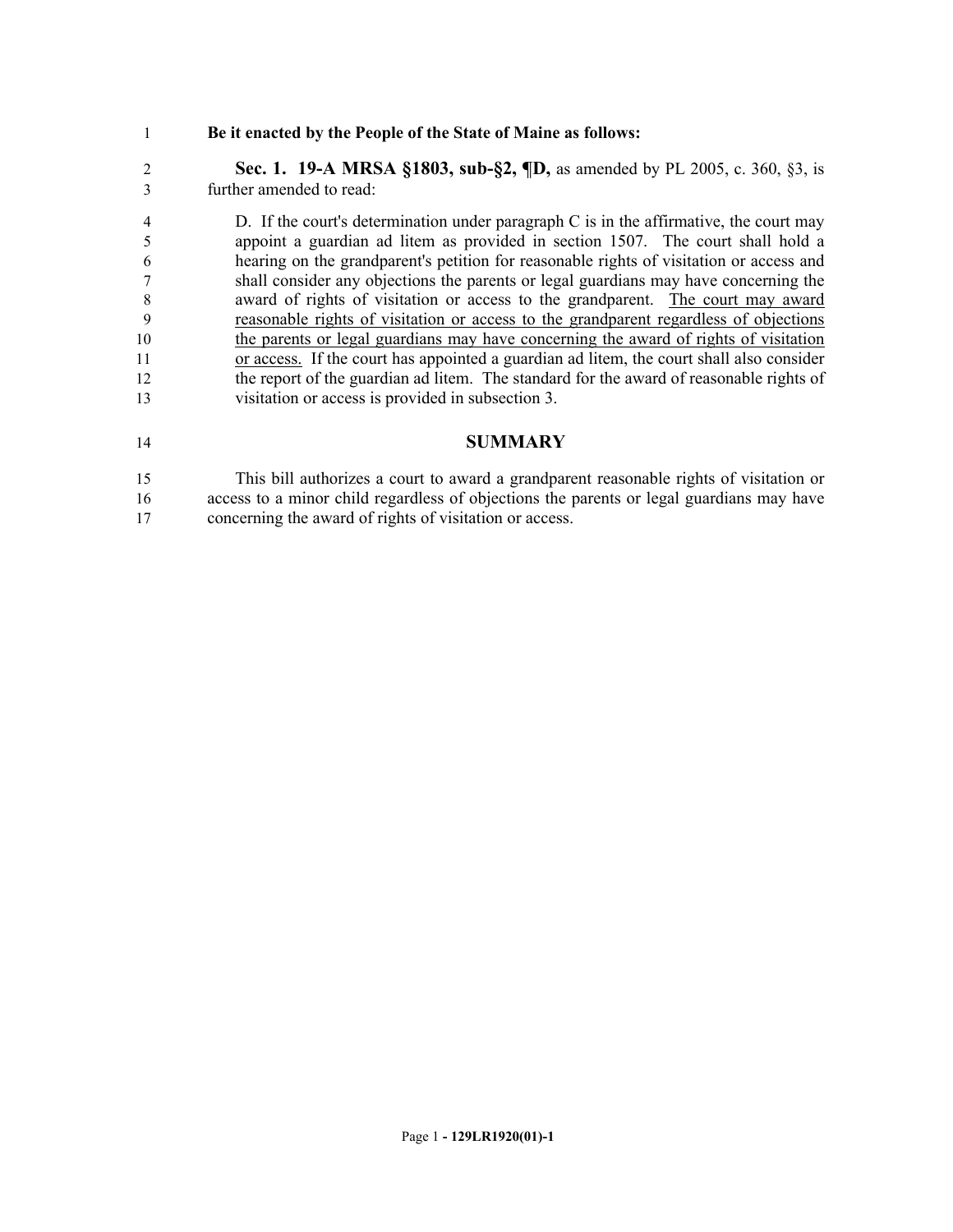**Be it enacted by the People of the State of Maine as follows:**

**Sec. 1. 19-A MRSA §1803, sub-§2, ¶D,** as amended by PL 2005, c. 360, §3, is further amended to read:

D. If the court's determination under paragraph C is in the affirmative, the court may appoint a guardian ad litem as provided in section 1507. The court shall hold a hearing on the grandparent's petition for reasonable rights of visitation or access and shall consider any objections the parents or legal guardians may have concerning the award of rights of visitation or access to the grandparent. <u>The court may award reasonable rights of visitation or access to the grandparent regardless of objections the parents or legal guardians may have concerning the award of rights of visitation or access.</u> If the court has appointed a guardian ad litem, the court shall also consider the report of the guardian ad litem. The standard for the award of reasonable rights of visitation or access is provided in subsection 3.

## SUMMARY

This bill authorizes a court to award a grandparent reasonable rights of visitation or access to a minor child regardless of objections the parents or legal guardians may have concerning the award of rights of visitation or access.